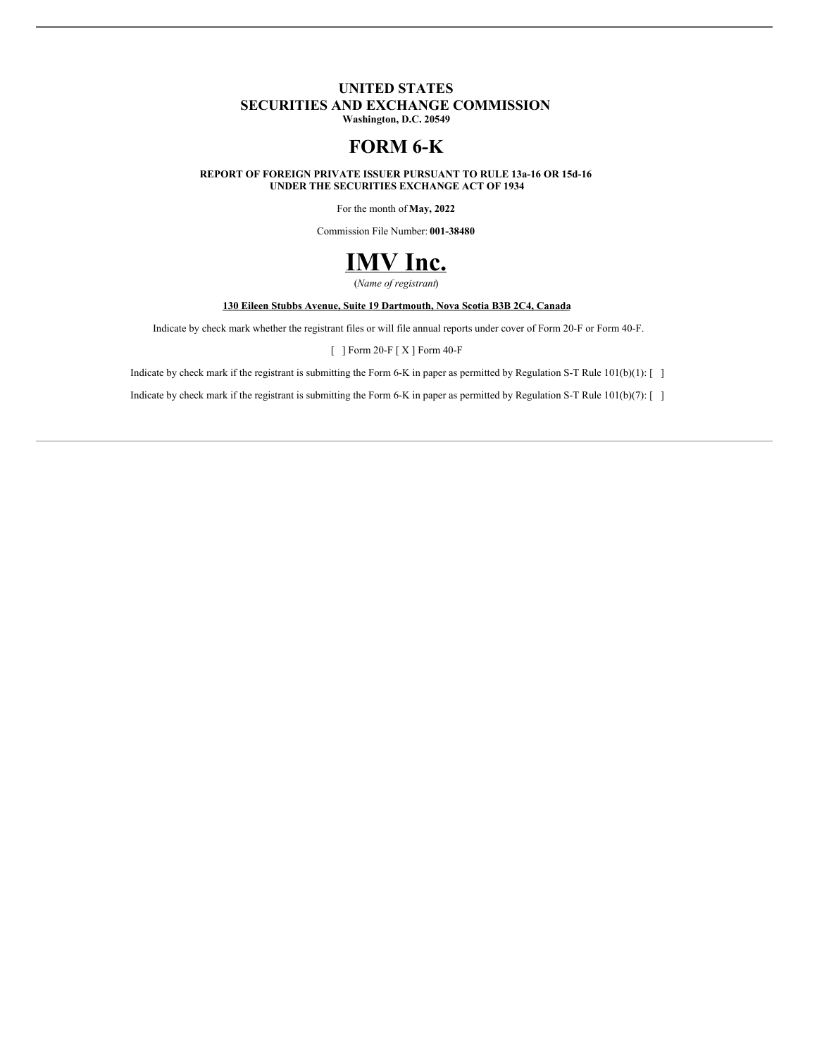**UNITED STATES**
**SECURITIES AND EXCHANGE COMMISSION**
**Washington, D.C. 20549**

# FORM 6-K

**REPORT OF FOREIGN PRIVATE ISSUER PURSUANT TO RULE 13a-16 OR 15d-16**
**UNDER THE SECURITIES EXCHANGE ACT OF 1934**

For the month of **May, 2022**

Commission File Number: **001-38480**

# IMV Inc.

(*Name of registrant*)

**130 Eileen Stubbs Avenue, Suite 19 Dartmouth, Nova Scotia B3B 2C4, Canada**

Indicate by check mark whether the registrant files or will file annual reports under cover of Form 20-F or Form 40-F.

[ ] Form 20-F [ X ] Form 40-F

Indicate by check mark if the registrant is submitting the Form 6-K in paper as permitted by Regulation S-T Rule 101(b)(1): [ ]

Indicate by check mark if the registrant is submitting the Form 6-K in paper as permitted by Regulation S-T Rule 101(b)(7): [ ]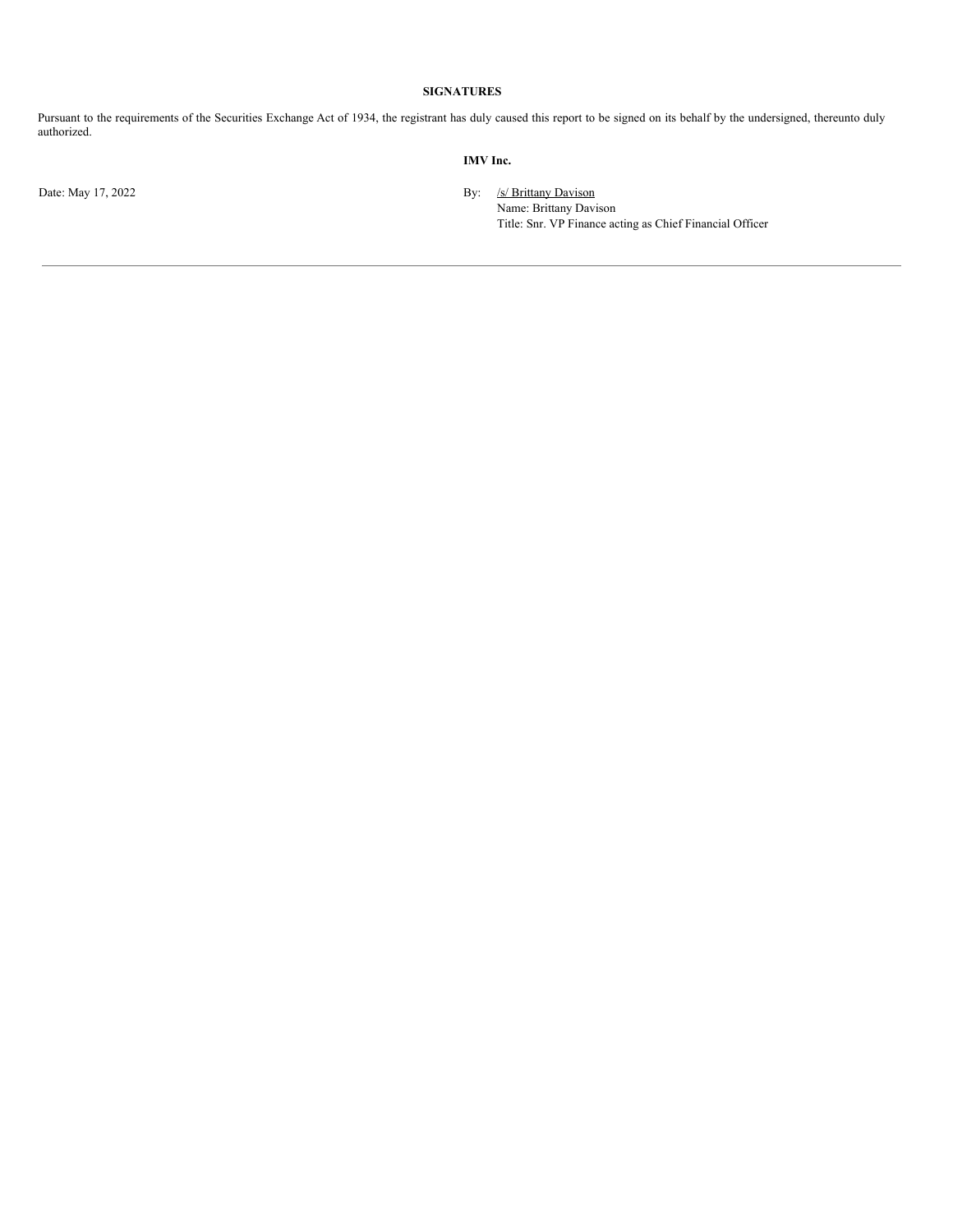**SIGNATURES**

Pursuant to the requirements of the Securities Exchange Act of 1934, the registrant has duly caused this report to be signed on its behalf by the undersigned, thereunto duly authorized.

**IMV Inc.**

Date: May 17, 2022

By: /s/ Brittany Davison
Name: Brittany Davison
Title: Snr. VP Finance acting as Chief Financial Officer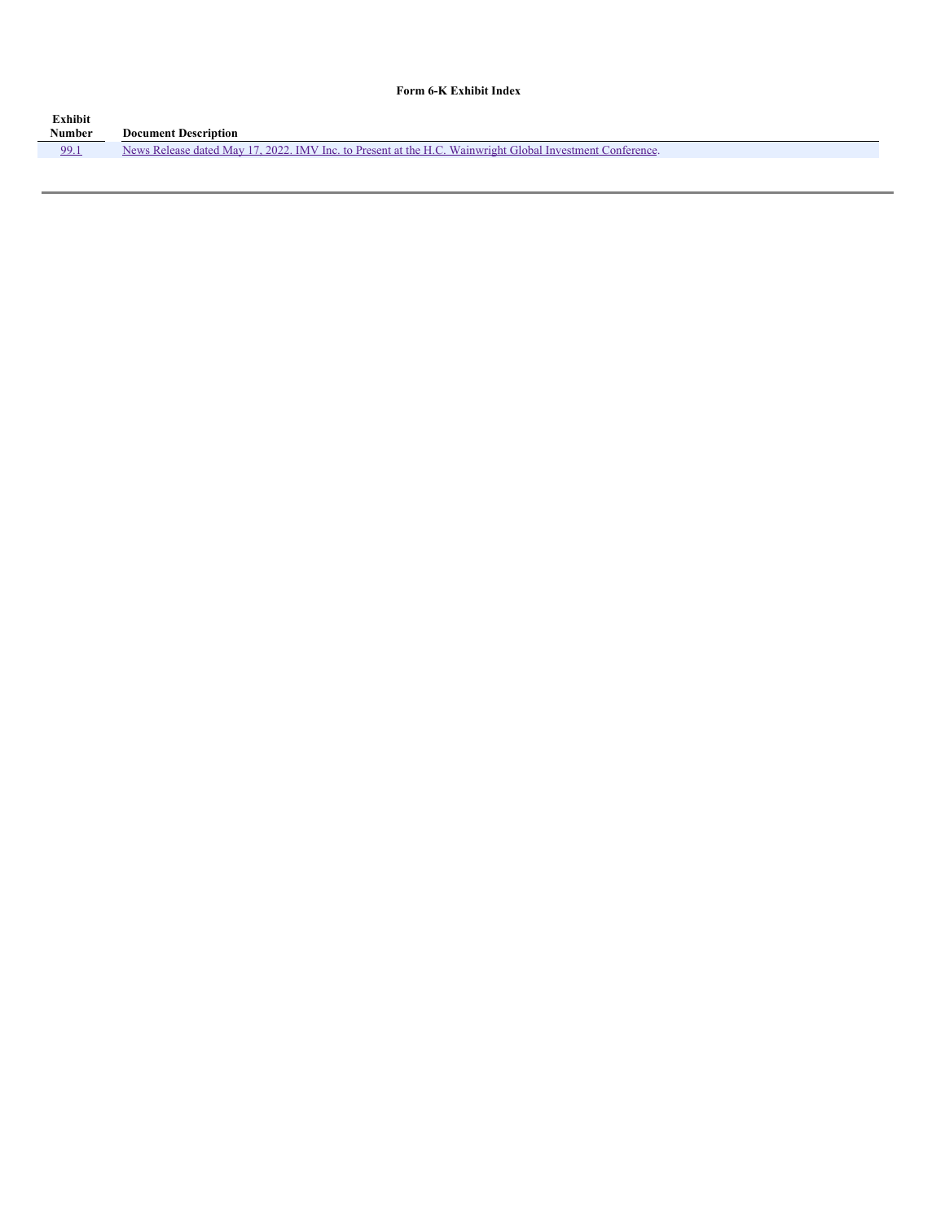**Form 6-K Exhibit Index**

| Exhibit Number | Document Description |
|---|---|
| 99.1 | News Release dated May 17, 2022. IMV Inc. to Present at the H.C. Wainwright Global Investment Conference. |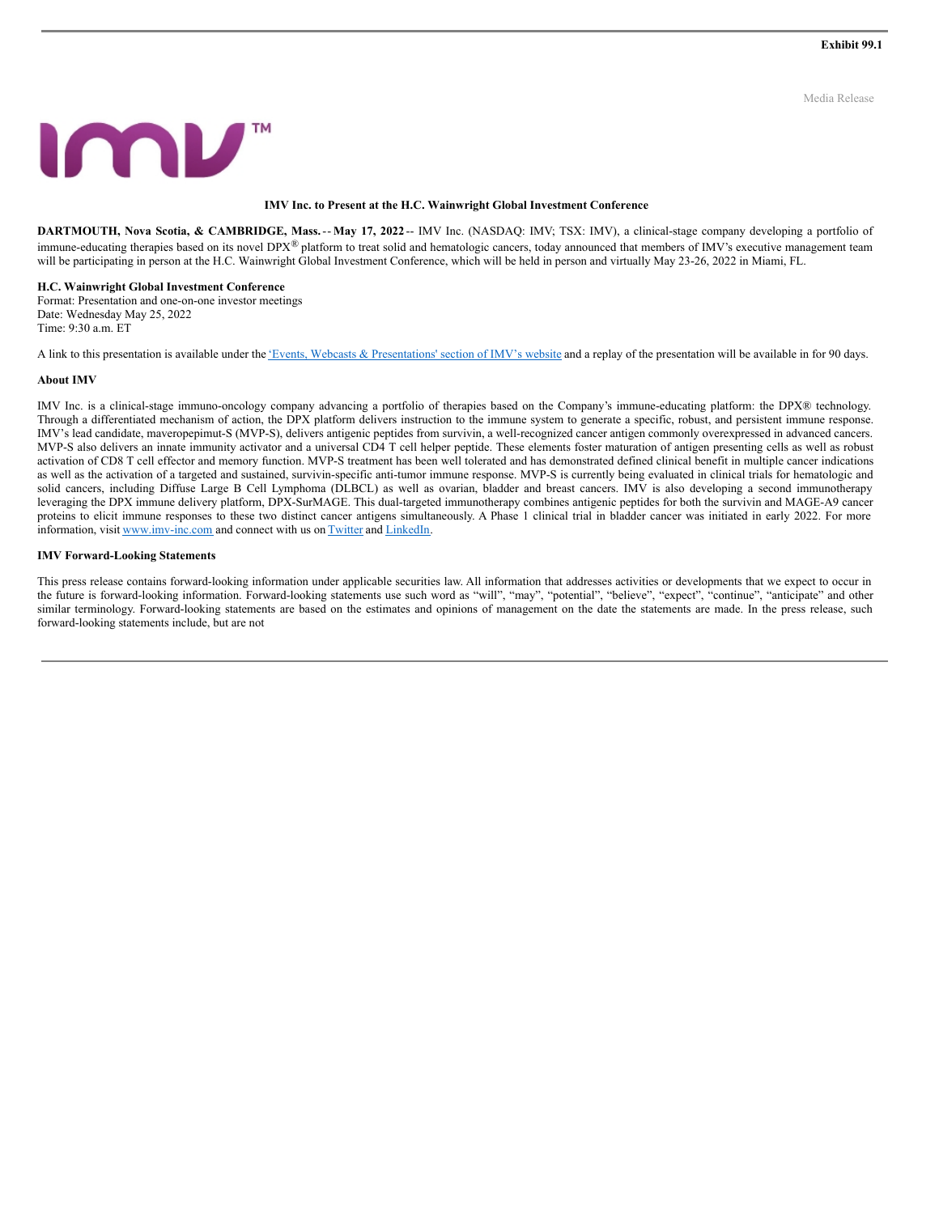**Exhibit 99.1**

Media Release

imv™

**IMV Inc. to Present at the H.C. Wainwright Global Investment Conference**

**DARTMOUTH, Nova Scotia, & CAMBRIDGE, Mass.**-- **May 17, 2022** -- IMV Inc. (NASDAQ: IMV; TSX: IMV), a clinical-stage company developing a portfolio of immune-educating therapies based on its novel DPX® platform to treat solid and hematologic cancers, today announced that members of IMV's executive management team will be participating in person at the H.C. Wainwright Global Investment Conference, which will be held in person and virtually May 23-26, 2022 in Miami, FL.

**H.C. Wainwright Global Investment Conference**
Format: Presentation and one-on-one investor meetings
Date: Wednesday May 25, 2022
Time: 9:30 a.m. ET

A link to this presentation is available under the 'Events, Webcasts & Presentations' section of IMV's website and a replay of the presentation will be available in for 90 days.

**About IMV**

IMV Inc. is a clinical-stage immuno-oncology company advancing a portfolio of therapies based on the Company's immune-educating platform: the DPX® technology. Through a differentiated mechanism of action, the DPX platform delivers instruction to the immune system to generate a specific, robust, and persistent immune response. IMV's lead candidate, maveropepimut-S (MVP-S), delivers antigenic peptides from survivin, a well-recognized cancer antigen commonly overexpressed in advanced cancers. MVP-S also delivers an innate immunity activator and a universal CD4 T cell helper peptide. These elements foster maturation of antigen presenting cells as well as robust activation of CD8 T cell effector and memory function. MVP-S treatment has been well tolerated and has demonstrated defined clinical benefit in multiple cancer indications as well as the activation of a targeted and sustained, survivin-specific anti-tumor immune response. MVP-S is currently being evaluated in clinical trials for hematologic and solid cancers, including Diffuse Large B Cell Lymphoma (DLBCL) as well as ovarian, bladder and breast cancers. IMV is also developing a second immunotherapy leveraging the DPX immune delivery platform, DPX-SurMAGE. This dual-targeted immunotherapy combines antigenic peptides for both the survivin and MAGE-A9 cancer proteins to elicit immune responses to these two distinct cancer antigens simultaneously. A Phase 1 clinical trial in bladder cancer was initiated in early 2022. For more information, visit www.imv-inc.com and connect with us on Twitter and LinkedIn.

**IMV Forward-Looking Statements**

This press release contains forward-looking information under applicable securities law. All information that addresses activities or developments that we expect to occur in the future is forward-looking information. Forward-looking statements use such word as "will", "may", "potential", "believe", "expect", "continue", "anticipate" and other similar terminology. Forward-looking statements are based on the estimates and opinions of management on the date the statements are made. In the press release, such forward-looking statements include, but are not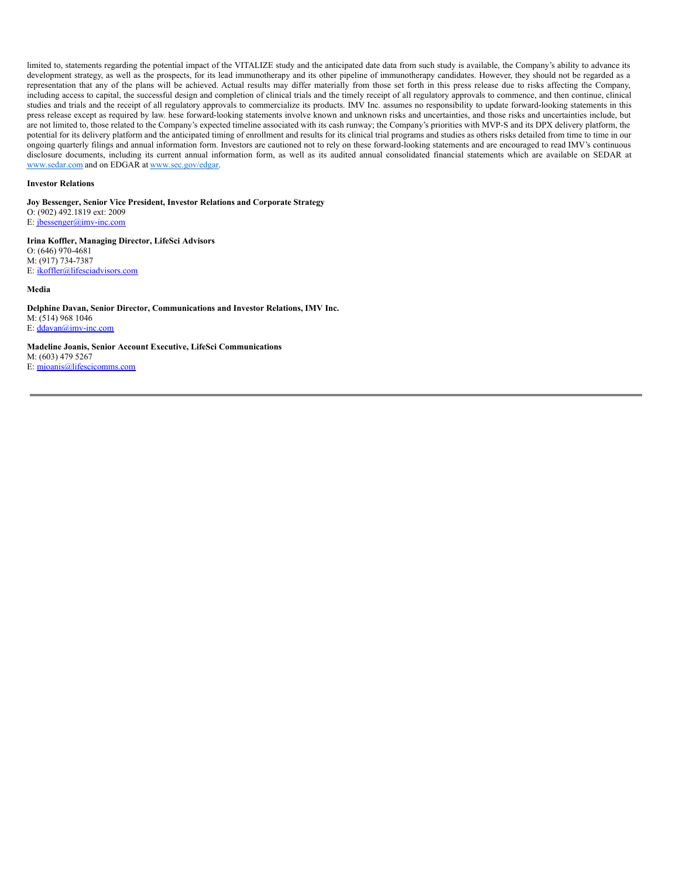limited to, statements regarding the potential impact of the VITALIZE study and the anticipated date data from such study is available, the Company's ability to advance its development strategy, as well as the prospects, for its lead immunotherapy and its other pipeline of immunotherapy candidates. However, they should not be regarded as a representation that any of the plans will be achieved. Actual results may differ materially from those set forth in this press release due to risks affecting the Company, including access to capital, the successful design and completion of clinical trials and the timely receipt of all regulatory approvals to commence, and then continue, clinical studies and trials and the receipt of all regulatory approvals to commercialize its products. IMV Inc. assumes no responsibility to update forward-looking statements in this press release except as required by law. hese forward-looking statements involve known and unknown risks and uncertainties, and those risks and uncertainties include, but are not limited to, those related to the Company's expected timeline associated with its cash runway; the Company's priorities with MVP-S and its DPX delivery platform, the potential for its delivery platform and the anticipated timing of enrollment and results for its clinical trial programs and studies as others risks detailed from time to time in our ongoing quarterly filings and annual information form. Investors are cautioned not to rely on these forward-looking statements and are encouraged to read IMV's continuous disclosure documents, including its current annual information form, as well as its audited annual consolidated financial statements which are available on SEDAR at www.sedar.com and on EDGAR at www.sec.gov/edgar.

**Investor Relations**

**Joy Bessenger, Senior Vice President, Investor Relations and Corporate Strategy**
O: (902) 492.1819 ext: 2009
E: jbessenger@imv-inc.com

**Irina Koffler, Managing Director, LifeSci Advisors**
O: (646) 970-4681
M: (917) 734-7387
E: ikoffler@lifesciadvisors.com

**Media**

**Delphine Davan, Senior Director, Communications and Investor Relations, IMV Inc.**
M: (514) 968 1046
E: ddavan@imv-inc.com

**Madeline Joanis, Senior Account Executive, LifeSci Communications**
M: (603) 479 5267
E: mjoanis@lifescicomms.com